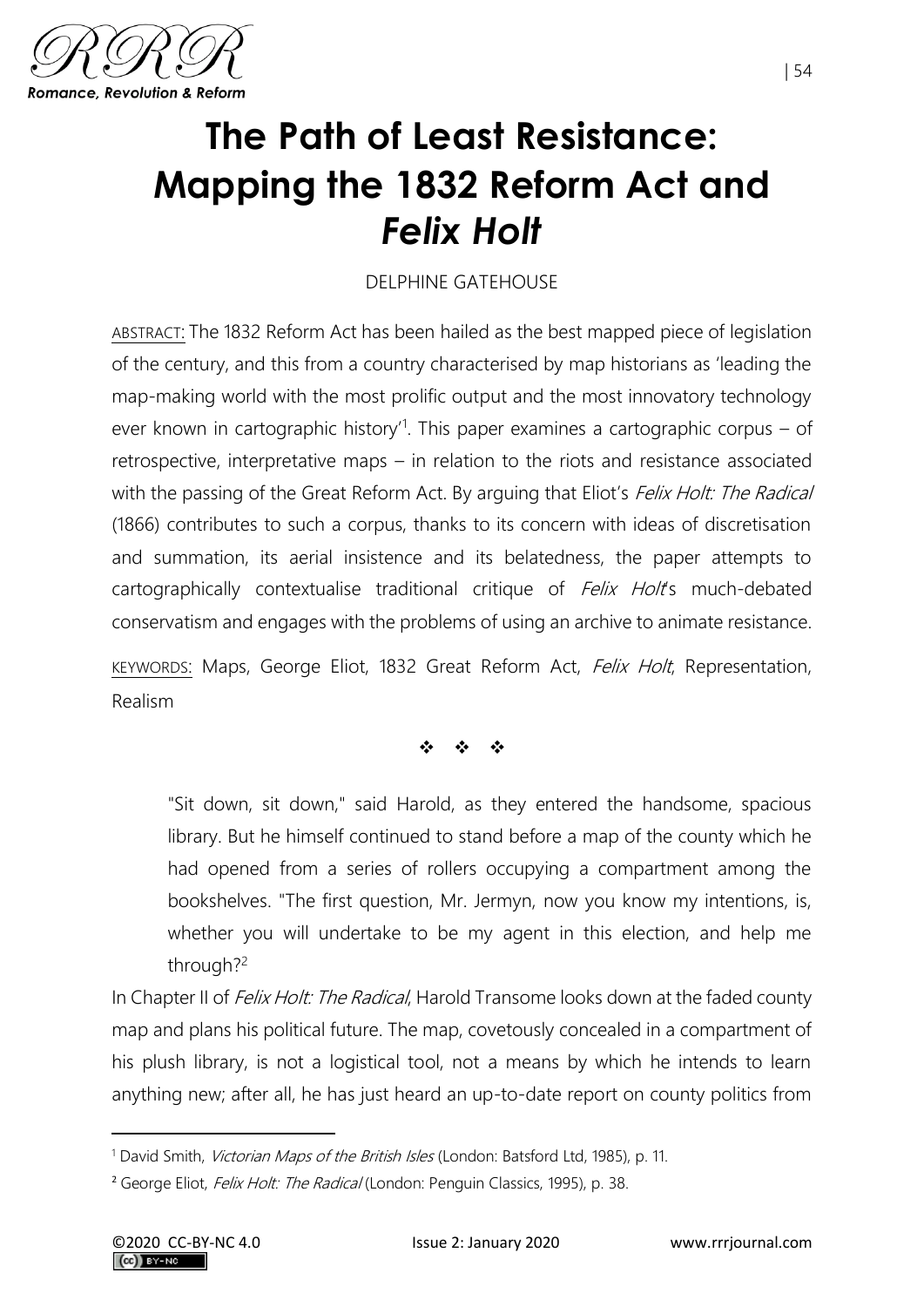# The Path of Least Resistance: Mapping the 1832 Reform Act and *Felix Holt*

DELPHINE GATEHOUSE

ABSTRACT: The 1832 Reform Act has been hailed as the best mapped piece of legislation of the century, and this from a country characterised by map historians as 'leading the map-making world with the most prolific output and the most innovatory technology ever known in cartographic history'[1]. This paper examines a cartographic corpus – of retrospective, interpretative maps – in relation to the riots and resistance associated with the passing of the Great Reform Act. By arguing that Eliot's *Felix Holt: The Radical* (1866) contributes to such a corpus, thanks to its concern with ideas of discretisation and summation, its aerial insistence and its belatedness, the paper attempts to cartographically contextualise traditional critique of *Felix Holt*'s much-debated conservatism and engages with the problems of using an archive to animate resistance.

KEYWORDS: Maps, George Eliot, 1832 Great Reform Act, *Felix Holt*, Representation, Realism

❖ ❖ ❖

> "Sit down, sit down," said Harold, as they entered the handsome, spacious library. But he himself continued to stand before a map of the county which he had opened from a series of rollers occupying a compartment among the bookshelves. "The first question, Mr. Jermyn, now you know my intentions, is, whether you will undertake to be my agent in this election, and help me through?[2]

In Chapter II of *Felix Holt: The Radical*, Harold Transome looks down at the faded county map and plans his political future. The map, covetously concealed in a compartment of his plush library, is not a logistical tool, not a means by which he intends to learn anything new; after all, he has just heard an up-to-date report on county politics from

---

[1] David Smith, *Victorian Maps of the British Isles* (London: Batsford Ltd, 1985), p. 11.

[2] George Eliot, *Felix Holt: The Radical* (London: Penguin Classics, 1995), p. 38.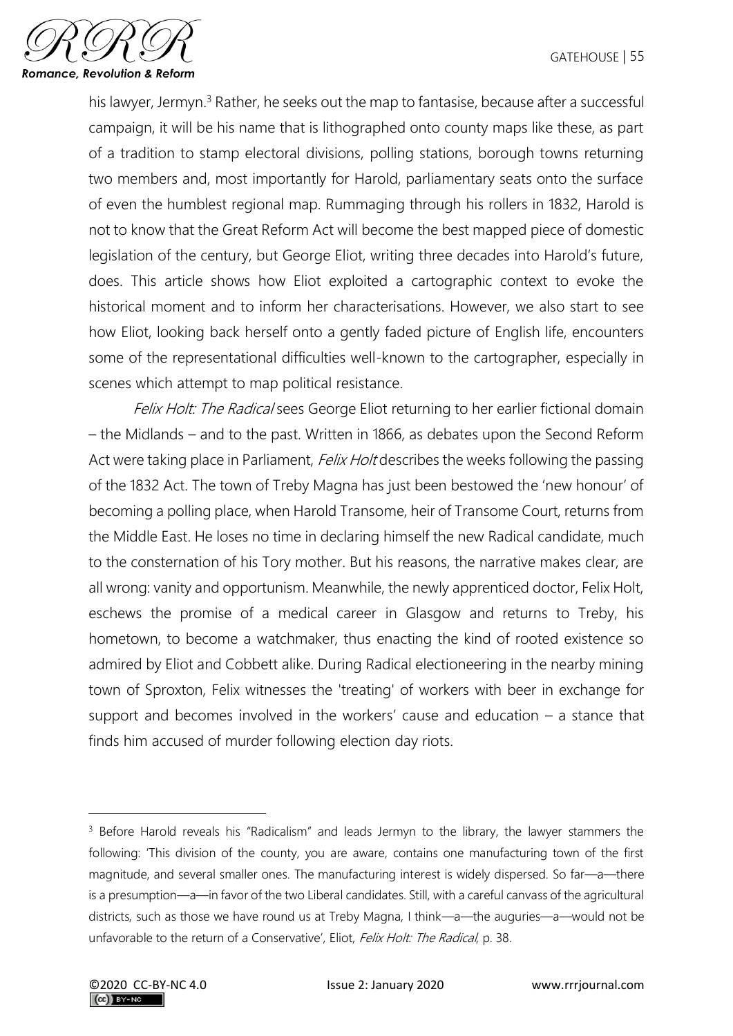his lawyer, Jermyn.[3] Rather, he seeks out the map to fantasise, because after a successful campaign, it will be his name that is lithographed onto county maps like these, as part of a tradition to stamp electoral divisions, polling stations, borough towns returning two members and, most importantly for Harold, parliamentary seats onto the surface of even the humblest regional map. Rummaging through his rollers in 1832, Harold is not to know that the Great Reform Act will become the best mapped piece of domestic legislation of the century, but George Eliot, writing three decades into Harold's future, does. This article shows how Eliot exploited a cartographic context to evoke the historical moment and to inform her characterisations. However, we also start to see how Eliot, looking back herself onto a gently faded picture of English life, encounters some of the representational difficulties well-known to the cartographer, especially in scenes which attempt to map political resistance.

*Felix Holt: The Radical* sees George Eliot returning to her earlier fictional domain – the Midlands – and to the past. Written in 1866, as debates upon the Second Reform Act were taking place in Parliament, *Felix Holt* describes the weeks following the passing of the 1832 Act. The town of Treby Magna has just been bestowed the 'new honour' of becoming a polling place, when Harold Transome, heir of Transome Court, returns from the Middle East. He loses no time in declaring himself the new Radical candidate, much to the consternation of his Tory mother. But his reasons, the narrative makes clear, are all wrong: vanity and opportunism. Meanwhile, the newly apprenticed doctor, Felix Holt, eschews the promise of a medical career in Glasgow and returns to Treby, his hometown, to become a watchmaker, thus enacting the kind of rooted existence so admired by Eliot and Cobbett alike. During Radical electioneering in the nearby mining town of Sproxton, Felix witnesses the 'treating' of workers with beer in exchange for support and becomes involved in the workers' cause and education – a stance that finds him accused of murder following election day riots.

---

[3] Before Harold reveals his "Radicalism" and leads Jermyn to the library, the lawyer stammers the following: 'This division of the county, you are aware, contains one manufacturing town of the first magnitude, and several smaller ones. The manufacturing interest is widely dispersed. So far—a—there is a presumption—a—in favor of the two Liberal candidates. Still, with a careful canvass of the agricultural districts, such as those we have round us at Treby Magna, I think—a—the auguries—a—would not be unfavorable to the return of a Conservative', Eliot, *Felix Holt: The Radical*, p. 38.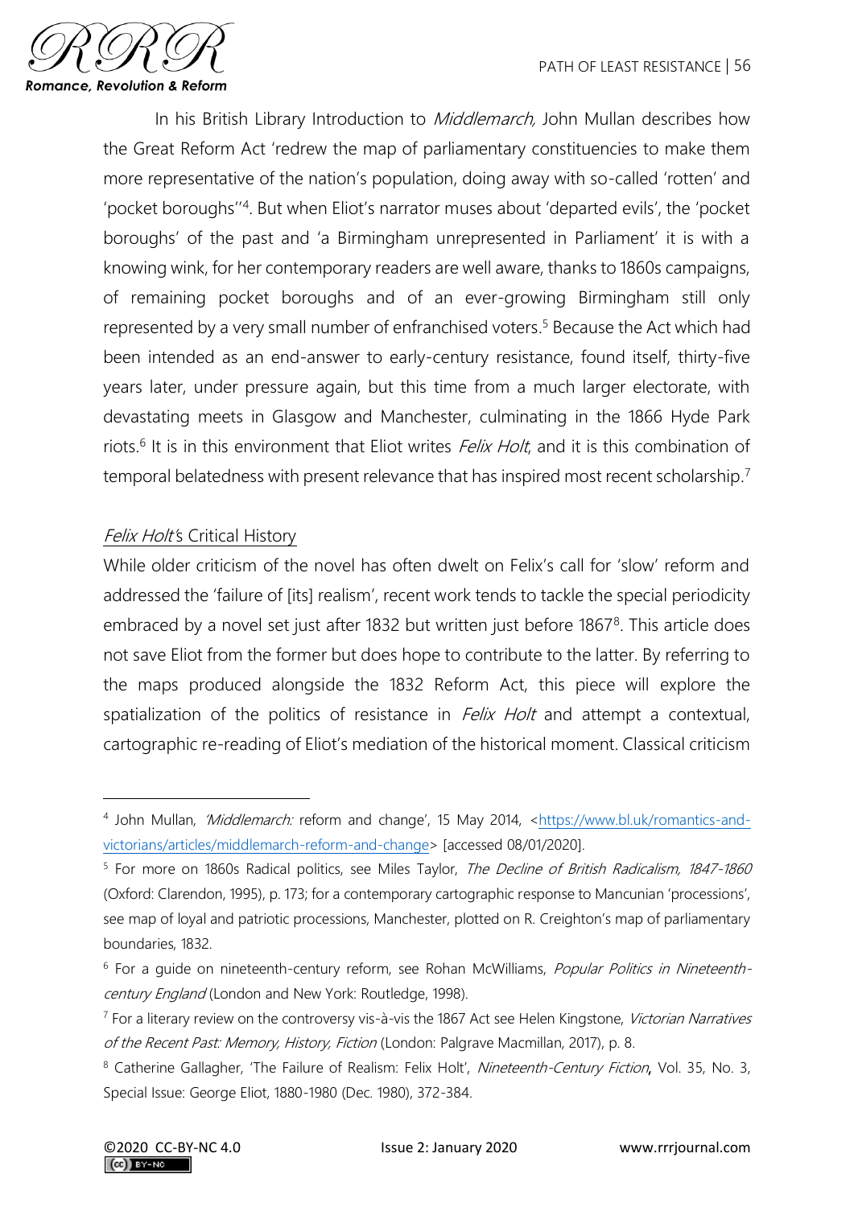In his British Library Introduction to *Middlemarch,* John Mullan describes how the Great Reform Act 'redrew the map of parliamentary constituencies to make them more representative of the nation's population, doing away with so-called 'rotten' and 'pocket boroughs''[4]. But when Eliot's narrator muses about 'departed evils', the 'pocket boroughs' of the past and 'a Birmingham unrepresented in Parliament' it is with a knowing wink, for her contemporary readers are well aware, thanks to 1860s campaigns, of remaining pocket boroughs and of an ever-growing Birmingham still only represented by a very small number of enfranchised voters.[5] Because the Act which had been intended as an end-answer to early-century resistance, found itself, thirty-five years later, under pressure again, but this time from a much larger electorate, with devastating meets in Glasgow and Manchester, culminating in the 1866 Hyde Park riots.[6] It is in this environment that Eliot writes *Felix Holt*, and it is this combination of temporal belatedness with present relevance that has inspired most recent scholarship.[7]

## *Felix Holt*'s Critical History

While older criticism of the novel has often dwelt on Felix's call for 'slow' reform and addressed the 'failure of [its] realism', recent work tends to tackle the special periodicity embraced by a novel set just after 1832 but written just before 1867[8]. This article does not save Eliot from the former but does hope to contribute to the latter. By referring to the maps produced alongside the 1832 Reform Act, this piece will explore the spatialization of the politics of resistance in *Felix Holt* and attempt a contextual, cartographic re-reading of Eliot's mediation of the historical moment. Classical criticism

---

[4] John Mullan, '*Middlemarch:* reform and change', 15 May 2014, <https://www.bl.uk/romantics-and-victorians/articles/middlemarch-reform-and-change> [accessed 08/01/2020].

[5] For more on 1860s Radical politics, see Miles Taylor, *The Decline of British Radicalism, 1847-1860* (Oxford: Clarendon, 1995), p. 173; for a contemporary cartographic response to Mancunian 'processions', see map of loyal and patriotic processions, Manchester, plotted on R. Creighton's map of parliamentary boundaries, 1832.

[6] For a guide on nineteenth-century reform, see Rohan McWilliams, *Popular Politics in Nineteenth-century England* (London and New York: Routledge, 1998).

[7] For a literary review on the controversy vis-à-vis the 1867 Act see Helen Kingstone, *Victorian Narratives of the Recent Past: Memory, History, Fiction* (London: Palgrave Macmillan, 2017), p. 8.

[8] Catherine Gallagher, 'The Failure of Realism: Felix Holt', *Nineteenth-Century Fiction***,** Vol. 35, No. 3, Special Issue: George Eliot, 1880-1980 (Dec. 1980), 372-384.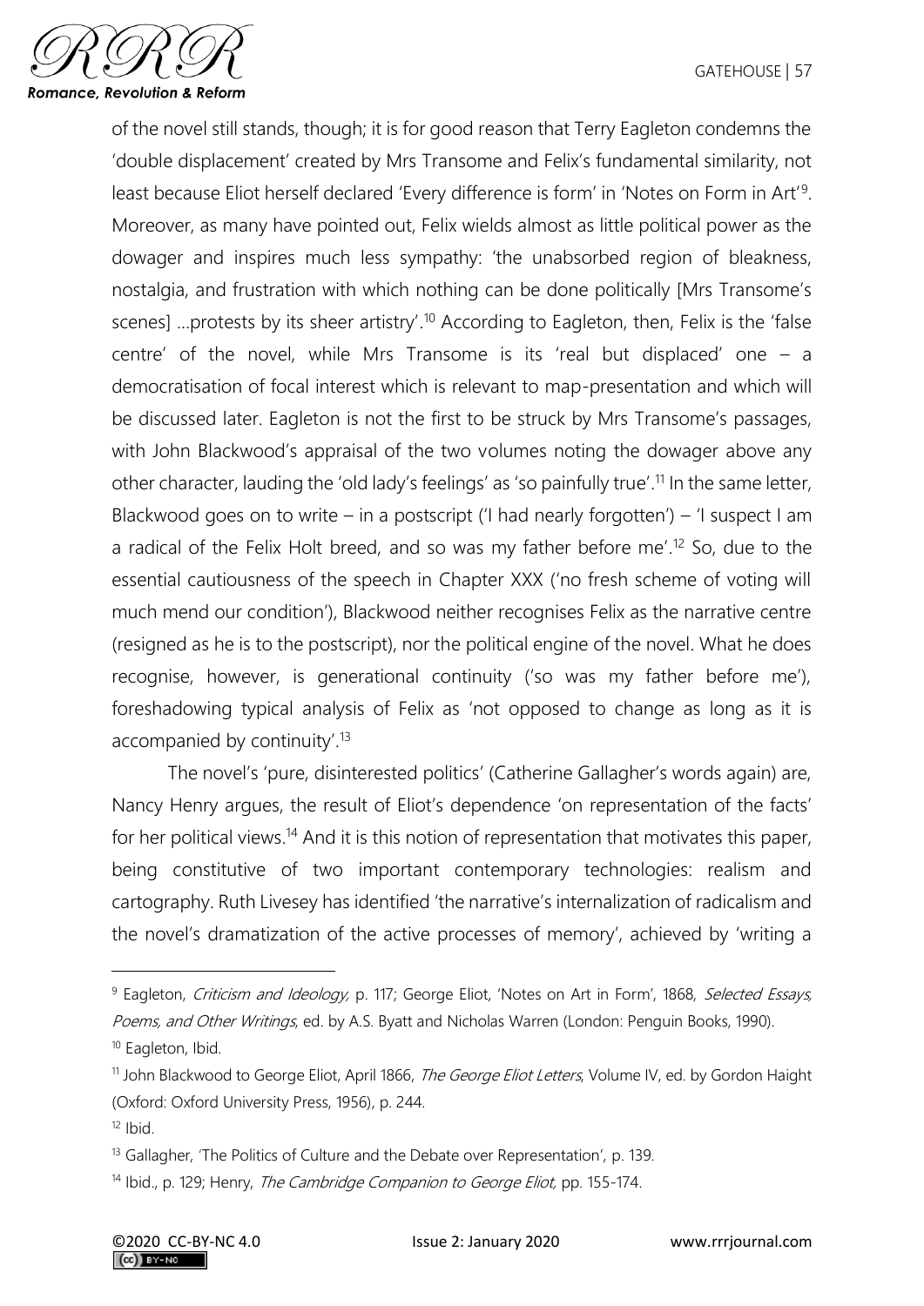of the novel still stands, though; it is for good reason that Terry Eagleton condemns the 'double displacement' created by Mrs Transome and Felix's fundamental similarity, not least because Eliot herself declared 'Every difference is form' in 'Notes on Form in Art'[9]. Moreover, as many have pointed out, Felix wields almost as little political power as the dowager and inspires much less sympathy: 'the unabsorbed region of bleakness, nostalgia, and frustration with which nothing can be done politically [Mrs Transome's scenes] …protests by its sheer artistry'.[10] According to Eagleton, then, Felix is the 'false centre' of the novel, while Mrs Transome is its 'real but displaced' one – a democratisation of focal interest which is relevant to map-presentation and which will be discussed later. Eagleton is not the first to be struck by Mrs Transome's passages, with John Blackwood's appraisal of the two volumes noting the dowager above any other character, lauding the 'old lady's feelings' as 'so painfully true'.[11] In the same letter, Blackwood goes on to write – in a postscript ('I had nearly forgotten') – 'I suspect I am a radical of the Felix Holt breed, and so was my father before me'.[12] So, due to the essential cautiousness of the speech in Chapter XXX ('no fresh scheme of voting will much mend our condition'), Blackwood neither recognises Felix as the narrative centre (resigned as he is to the postscript), nor the political engine of the novel. What he does recognise, however, is generational continuity ('so was my father before me'), foreshadowing typical analysis of Felix as 'not opposed to change as long as it is accompanied by continuity'.[13]

The novel's 'pure, disinterested politics' (Catherine Gallagher's words again) are, Nancy Henry argues, the result of Eliot's dependence 'on representation of the facts' for her political views.[14] And it is this notion of representation that motivates this paper, being constitutive of two important contemporary technologies: realism and cartography. Ruth Livesey has identified 'the narrative's internalization of radicalism and the novel's dramatization of the active processes of memory', achieved by 'writing a

---

[9] Eagleton, *Criticism and Ideology,* p. 117; George Eliot, 'Notes on Art in Form', 1868, *Selected Essays, Poems, and Other Writings*, ed. by A.S. Byatt and Nicholas Warren (London: Penguin Books, 1990).

[10] Eagleton, Ibid.

[11] John Blackwood to George Eliot, April 1866, *The George Eliot Letters*, Volume IV, ed. by Gordon Haight (Oxford: Oxford University Press, 1956), p. 244.

[12] Ibid.

[13] Gallagher, 'The Politics of Culture and the Debate over Representation', p. 139.

[14] Ibid., p. 129; Henry, *The Cambridge Companion to George Eliot,* pp. 155-174.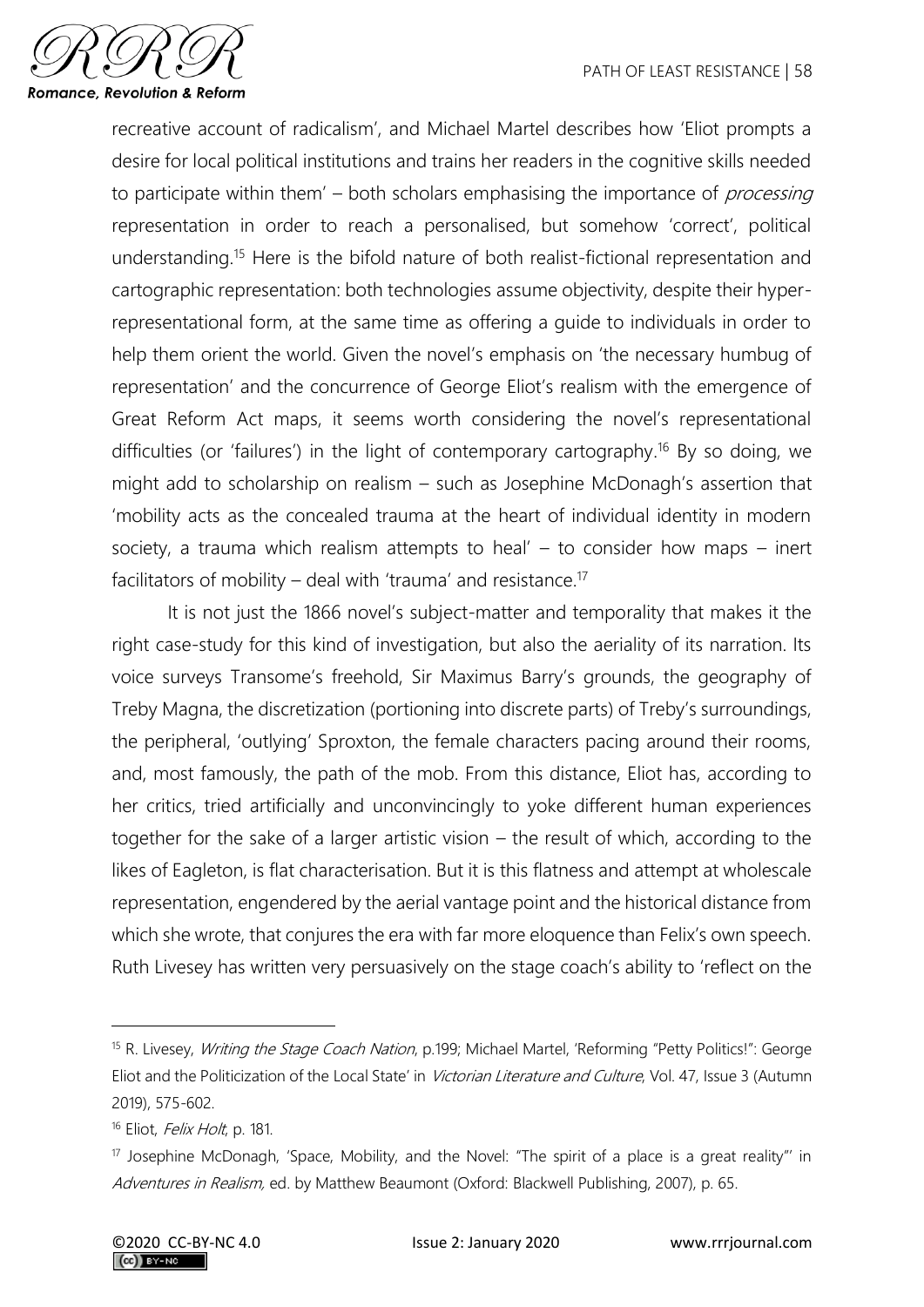recreative account of radicalism', and Michael Martel describes how 'Eliot prompts a desire for local political institutions and trains her readers in the cognitive skills needed to participate within them' – both scholars emphasising the importance of *processing* representation in order to reach a personalised, but somehow 'correct', political understanding.[15] Here is the bifold nature of both realist-fictional representation and cartographic representation: both technologies assume objectivity, despite their hyper-representational form, at the same time as offering a guide to individuals in order to help them orient the world. Given the novel's emphasis on 'the necessary humbug of representation' and the concurrence of George Eliot's realism with the emergence of Great Reform Act maps, it seems worth considering the novel's representational difficulties (or 'failures') in the light of contemporary cartography.[16] By so doing, we might add to scholarship on realism – such as Josephine McDonagh's assertion that 'mobility acts as the concealed trauma at the heart of individual identity in modern society, a trauma which realism attempts to heal' – to consider how maps – inert facilitators of mobility – deal with 'trauma' and resistance.[17]

It is not just the 1866 novel's subject-matter and temporality that makes it the right case-study for this kind of investigation, but also the aeriality of its narration. Its voice surveys Transome's freehold, Sir Maximus Barry's grounds, the geography of Treby Magna, the discretization (portioning into discrete parts) of Treby's surroundings, the peripheral, 'outlying' Sproxton, the female characters pacing around their rooms, and, most famously, the path of the mob. From this distance, Eliot has, according to her critics, tried artificially and unconvincingly to yoke different human experiences together for the sake of a larger artistic vision – the result of which, according to the likes of Eagleton, is flat characterisation. But it is this flatness and attempt at wholescale representation, engendered by the aerial vantage point and the historical distance from which she wrote, that conjures the era with far more eloquence than Felix's own speech. Ruth Livesey has written very persuasively on the stage coach's ability to 'reflect on the

---

[15] R. Livesey, *Writing the Stage Coach Nation*, p.199; Michael Martel, 'Reforming "Petty Politics!": George Eliot and the Politicization of the Local State' in *Victorian Literature and Culture*, Vol. 47, Issue 3 (Autumn 2019), 575-602.

[16] Eliot, *Felix Holt*, p. 181.

[17] Josephine McDonagh, 'Space, Mobility, and the Novel: "The spirit of a place is a great reality"' in *Adventures in Realism*, ed. by Matthew Beaumont (Oxford: Blackwell Publishing, 2007), p. 65.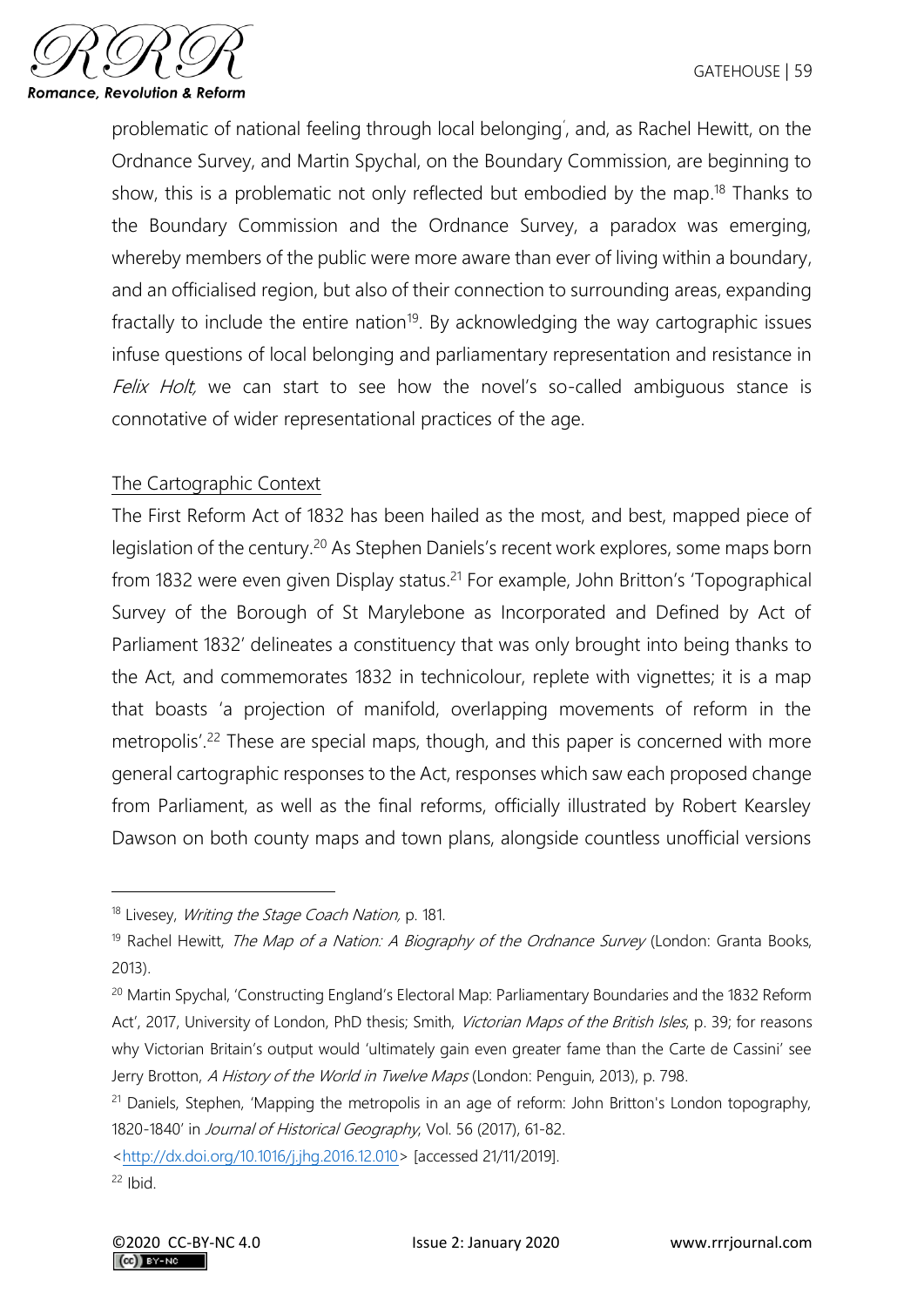problematic of national feeling through local belonging', and, as Rachel Hewitt, on the Ordnance Survey, and Martin Spychal, on the Boundary Commission, are beginning to show, this is a problematic not only reflected but embodied by the map.[18] Thanks to the Boundary Commission and the Ordnance Survey, a paradox was emerging, whereby members of the public were more aware than ever of living within a boundary, and an officialised region, but also of their connection to surrounding areas, expanding fractally to include the entire nation[19]. By acknowledging the way cartographic issues infuse questions of local belonging and parliamentary representation and resistance in *Felix Holt,* we can start to see how the novel's so-called ambiguous stance is connotative of wider representational practices of the age.

## The Cartographic Context

The First Reform Act of 1832 has been hailed as the most, and best, mapped piece of legislation of the century.[20] As Stephen Daniels's recent work explores, some maps born from 1832 were even given Display status.[21] For example, John Britton's 'Topographical Survey of the Borough of St Marylebone as Incorporated and Defined by Act of Parliament 1832' delineates a constituency that was only brought into being thanks to the Act, and commemorates 1832 in technicolour, replete with vignettes; it is a map that boasts 'a projection of manifold, overlapping movements of reform in the metropolis'.[22] These are special maps, though, and this paper is concerned with more general cartographic responses to the Act, responses which saw each proposed change from Parliament, as well as the final reforms, officially illustrated by Robert Kearsley Dawson on both county maps and town plans, alongside countless unofficial versions

---

[18] Livesey, *Writing the Stage Coach Nation,* p. 181.

[19] Rachel Hewitt, *The Map of a Nation: A Biography of the Ordnance Survey* (London: Granta Books, 2013).

[20] Martin Spychal, 'Constructing England's Electoral Map: Parliamentary Boundaries and the 1832 Reform Act', 2017, University of London, PhD thesis; Smith, *Victorian Maps of the British Isles*, p. 39; for reasons why Victorian Britain's output would 'ultimately gain even greater fame than the Carte de Cassini' see Jerry Brotton, *A History of the World in Twelve Maps* (London: Penguin, 2013), p. 798.

[21] Daniels, Stephen, 'Mapping the metropolis in an age of reform: John Britton's London topography, 1820-1840' in *Journal of Historical Geography,* Vol. 56 (2017), 61-82. <http://dx.doi.org/10.1016/j.jhg.2016.12.010> [accessed 21/11/2019].

[22] Ibid.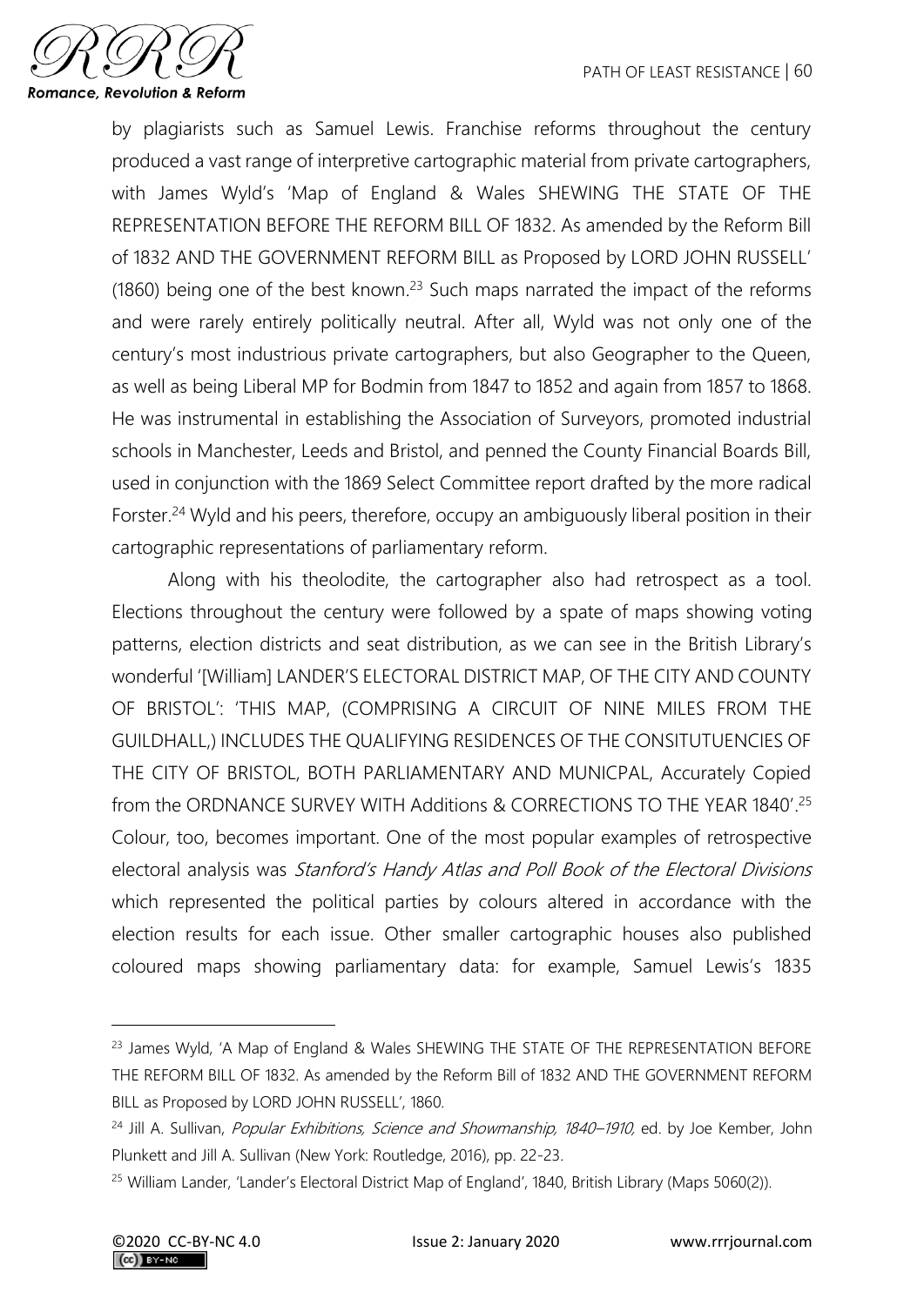by plagiarists such as Samuel Lewis. Franchise reforms throughout the century produced a vast range of interpretive cartographic material from private cartographers, with James Wyld's 'Map of England & Wales SHEWING THE STATE OF THE REPRESENTATION BEFORE THE REFORM BILL OF 1832. As amended by the Reform Bill of 1832 AND THE GOVERNMENT REFORM BILL as Proposed by LORD JOHN RUSSELL' (1860) being one of the best known.[23] Such maps narrated the impact of the reforms and were rarely entirely politically neutral. After all, Wyld was not only one of the century's most industrious private cartographers, but also Geographer to the Queen, as well as being Liberal MP for Bodmin from 1847 to 1852 and again from 1857 to 1868. He was instrumental in establishing the Association of Surveyors, promoted industrial schools in Manchester, Leeds and Bristol, and penned the County Financial Boards Bill, used in conjunction with the 1869 Select Committee report drafted by the more radical Forster.[24] Wyld and his peers, therefore, occupy an ambiguously liberal position in their cartographic representations of parliamentary reform.

Along with his theolodite, the cartographer also had retrospect as a tool. Elections throughout the century were followed by a spate of maps showing voting patterns, election districts and seat distribution, as we can see in the British Library's wonderful '[William] LANDER'S ELECTORAL DISTRICT MAP, OF THE CITY AND COUNTY OF BRISTOL': 'THIS MAP, (COMPRISING A CIRCUIT OF NINE MILES FROM THE GUILDHALL,) INCLUDES THE QUALIFYING RESIDENCES OF THE CONSITUTUENCIES OF THE CITY OF BRISTOL, BOTH PARLIAMENTARY AND MUNICPAL, Accurately Copied from the ORDNANCE SURVEY WITH Additions & CORRECTIONS TO THE YEAR 1840'.[25] Colour, too, becomes important. One of the most popular examples of retrospective electoral analysis was *Stanford's Handy Atlas and Poll Book of the Electoral Divisions* which represented the political parties by colours altered in accordance with the election results for each issue. Other smaller cartographic houses also published coloured maps showing parliamentary data: for example, Samuel Lewis's 1835

---

[23] James Wyld, 'A Map of England & Wales SHEWING THE STATE OF THE REPRESENTATION BEFORE THE REFORM BILL OF 1832. As amended by the Reform Bill of 1832 AND THE GOVERNMENT REFORM BILL as Proposed by LORD JOHN RUSSELL', 1860.

[24] Jill A. Sullivan, *Popular Exhibitions, Science and Showmanship, 1840–1910*, ed. by Joe Kember, John Plunkett and Jill A. Sullivan (New York: Routledge, 2016), pp. 22-23.

[25] William Lander, 'Lander's Electoral District Map of England', 1840, British Library (Maps 5060(2)).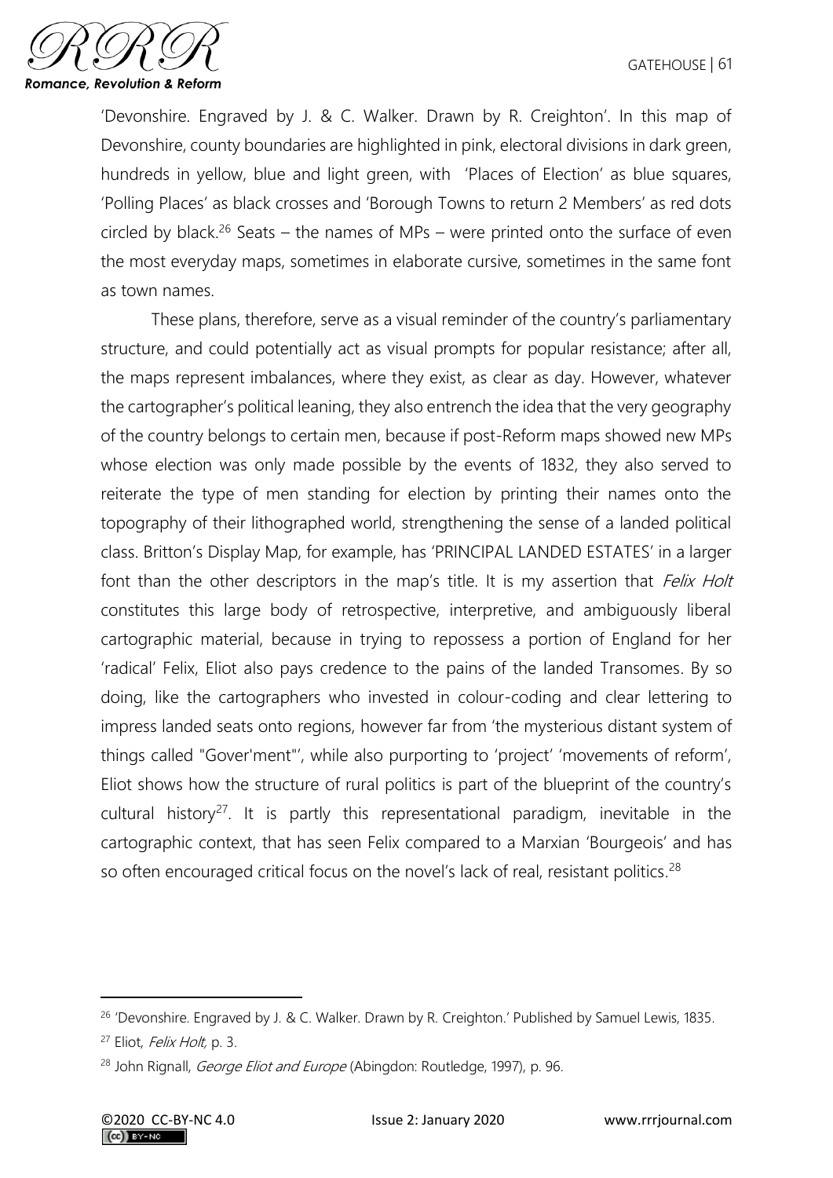'Devonshire. Engraved by J. & C. Walker. Drawn by R. Creighton'. In this map of Devonshire, county boundaries are highlighted in pink, electoral divisions in dark green, hundreds in yellow, blue and light green, with 'Places of Election' as blue squares, 'Polling Places' as black crosses and 'Borough Towns to return 2 Members' as red dots circled by black.[26] Seats – the names of MPs – were printed onto the surface of even the most everyday maps, sometimes in elaborate cursive, sometimes in the same font as town names.

These plans, therefore, serve as a visual reminder of the country's parliamentary structure, and could potentially act as visual prompts for popular resistance; after all, the maps represent imbalances, where they exist, as clear as day. However, whatever the cartographer's political leaning, they also entrench the idea that the very geography of the country belongs to certain men, because if post-Reform maps showed new MPs whose election was only made possible by the events of 1832, they also served to reiterate the type of men standing for election by printing their names onto the topography of their lithographed world, strengthening the sense of a landed political class. Britton's Display Map, for example, has 'PRINCIPAL LANDED ESTATES' in a larger font than the other descriptors in the map's title. It is my assertion that *Felix Holt* constitutes this large body of retrospective, interpretive, and ambiguously liberal cartographic material, because in trying to repossess a portion of England for her 'radical' Felix, Eliot also pays credence to the pains of the landed Transomes. By so doing, like the cartographers who invested in colour-coding and clear lettering to impress landed seats onto regions, however far from 'the mysterious distant system of things called "Gover'ment"', while also purporting to 'project' 'movements of reform', Eliot shows how the structure of rural politics is part of the blueprint of the country's cultural history[27]. It is partly this representational paradigm, inevitable in the cartographic context, that has seen Felix compared to a Marxian 'Bourgeois' and has so often encouraged critical focus on the novel's lack of real, resistant politics.[28]

---

[26] 'Devonshire. Engraved by J. & C. Walker. Drawn by R. Creighton.' Published by Samuel Lewis, 1835.

[27] Eliot, *Felix Holt,* p. 3.

[28] John Rignall, *George Eliot and Europe* (Abingdon: Routledge, 1997), p. 96.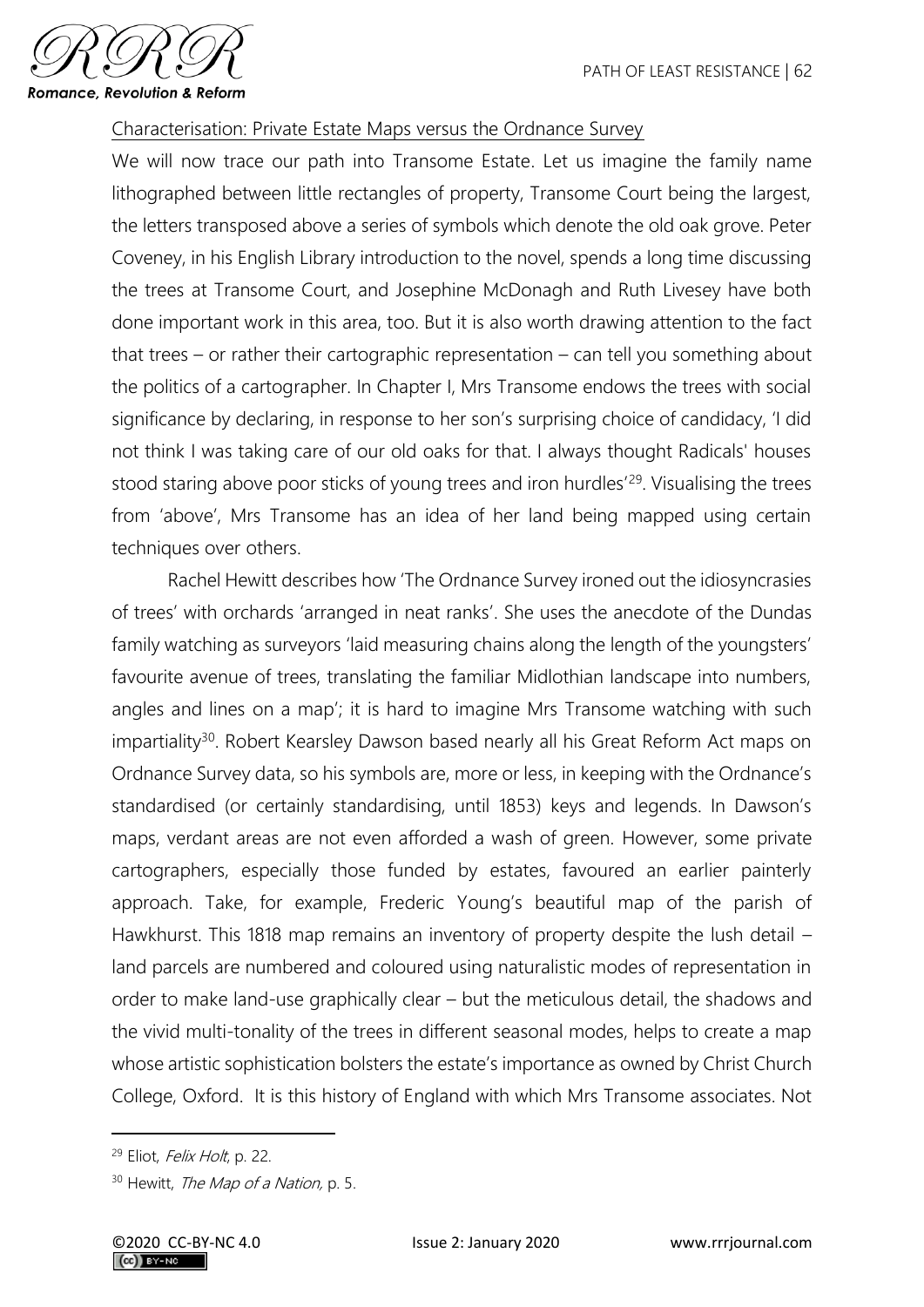<u>Characterisation: Private Estate Maps versus the Ordnance Survey</u>

We will now trace our path into Transome Estate. Let us imagine the family name lithographed between little rectangles of property, Transome Court being the largest, the letters transposed above a series of symbols which denote the old oak grove. Peter Coveney, in his English Library introduction to the novel, spends a long time discussing the trees at Transome Court, and Josephine McDonagh and Ruth Livesey have both done important work in this area, too. But it is also worth drawing attention to the fact that trees – or rather their cartographic representation – can tell you something about the politics of a cartographer. In Chapter I, Mrs Transome endows the trees with social significance by declaring, in response to her son's surprising choice of candidacy, 'I did not think I was taking care of our old oaks for that. I always thought Radicals' houses stood staring above poor sticks of young trees and iron hurdles'[29]. Visualising the trees from 'above', Mrs Transome has an idea of her land being mapped using certain techniques over others.

Rachel Hewitt describes how 'The Ordnance Survey ironed out the idiosyncrasies of trees' with orchards 'arranged in neat ranks'. She uses the anecdote of the Dundas family watching as surveyors 'laid measuring chains along the length of the youngsters' favourite avenue of trees, translating the familiar Midlothian landscape into numbers, angles and lines on a map'; it is hard to imagine Mrs Transome watching with such impartiality[30]. Robert Kearsley Dawson based nearly all his Great Reform Act maps on Ordnance Survey data, so his symbols are, more or less, in keeping with the Ordnance's standardised (or certainly standardising, until 1853) keys and legends. In Dawson's maps, verdant areas are not even afforded a wash of green. However, some private cartographers, especially those funded by estates, favoured an earlier painterly approach. Take, for example, Frederic Young's beautiful map of the parish of Hawkhurst. This 1818 map remains an inventory of property despite the lush detail – land parcels are numbered and coloured using naturalistic modes of representation in order to make land-use graphically clear – but the meticulous detail, the shadows and the vivid multi-tonality of the trees in different seasonal modes, helps to create a map whose artistic sophistication bolsters the estate's importance as owned by Christ Church College, Oxford. It is this history of England with which Mrs Transome associates. Not

[29] Eliot, *Felix Holt*, p. 22.

[30] Hewitt, *The Map of a Nation,* p. 5.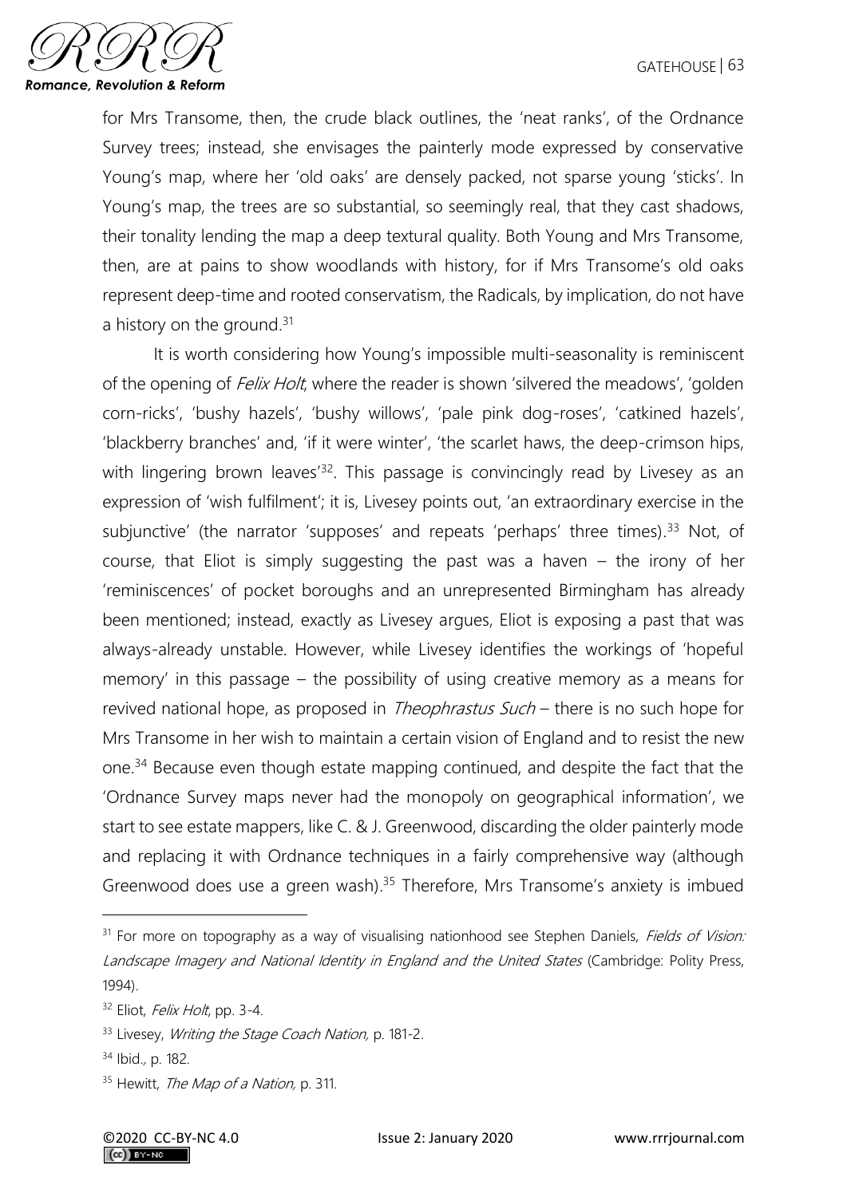for Mrs Transome, then, the crude black outlines, the 'neat ranks', of the Ordnance Survey trees; instead, she envisages the painterly mode expressed by conservative Young's map, where her 'old oaks' are densely packed, not sparse young 'sticks'. In Young's map, the trees are so substantial, so seemingly real, that they cast shadows, their tonality lending the map a deep textural quality. Both Young and Mrs Transome, then, are at pains to show woodlands with history, for if Mrs Transome's old oaks represent deep-time and rooted conservatism, the Radicals, by implication, do not have a history on the ground.[31]

It is worth considering how Young's impossible multi-seasonality is reminiscent of the opening of *Felix Holt*, where the reader is shown 'silvered the meadows', 'golden corn-ricks', 'bushy hazels', 'bushy willows', 'pale pink dog-roses', 'catkined hazels', 'blackberry branches' and, 'if it were winter', 'the scarlet haws, the deep-crimson hips, with lingering brown leaves'[32]. This passage is convincingly read by Livesey as an expression of 'wish fulfilment'; it is, Livesey points out, 'an extraordinary exercise in the subjunctive' (the narrator 'supposes' and repeats 'perhaps' three times).[33] Not, of course, that Eliot is simply suggesting the past was a haven – the irony of her 'reminiscences' of pocket boroughs and an unrepresented Birmingham has already been mentioned; instead, exactly as Livesey argues, Eliot is exposing a past that was always-already unstable. However, while Livesey identifies the workings of 'hopeful memory' in this passage – the possibility of using creative memory as a means for revived national hope, as proposed in *Theophrastus Such* – there is no such hope for Mrs Transome in her wish to maintain a certain vision of England and to resist the new one.[34] Because even though estate mapping continued, and despite the fact that the 'Ordnance Survey maps never had the monopoly on geographical information', we start to see estate mappers, like C. & J. Greenwood, discarding the older painterly mode and replacing it with Ordnance techniques in a fairly comprehensive way (although Greenwood does use a green wash).[35] Therefore, Mrs Transome's anxiety is imbued

---

[31] For more on topography as a way of visualising nationhood see Stephen Daniels, *Fields of Vision: Landscape Imagery and National Identity in England and the United States* (Cambridge: Polity Press, 1994).

[32] Eliot, *Felix Holt*, pp. 3-4.

[33] Livesey, *Writing the Stage Coach Nation,* p. 181-2.

[34] Ibid*.,* p. 182.

[35] Hewitt, *The Map of a Nation,* p. 311.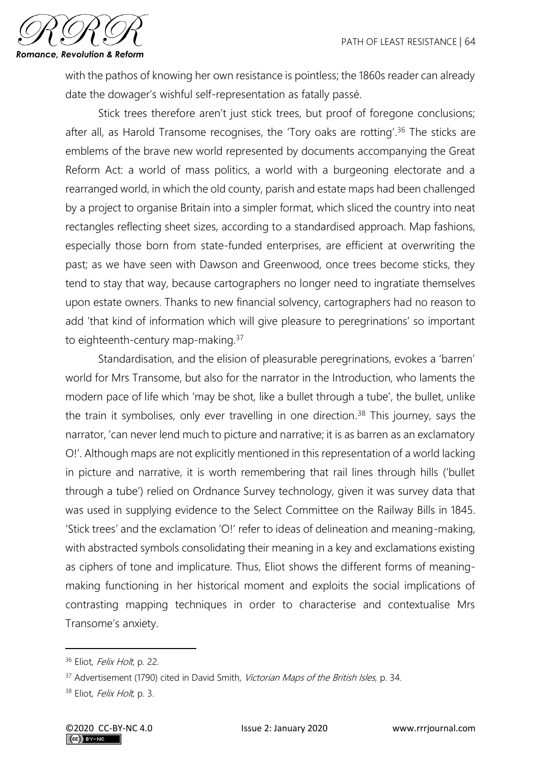with the pathos of knowing her own resistance is pointless; the 1860s reader can already date the dowager's wishful self-representation as fatally passé.

Stick trees therefore aren't just stick trees, but proof of foregone conclusions; after all, as Harold Transome recognises, the 'Tory oaks are rotting'.[36] The sticks are emblems of the brave new world represented by documents accompanying the Great Reform Act: a world of mass politics, a world with a burgeoning electorate and a rearranged world, in which the old county, parish and estate maps had been challenged by a project to organise Britain into a simpler format, which sliced the country into neat rectangles reflecting sheet sizes, according to a standardised approach. Map fashions, especially those born from state-funded enterprises, are efficient at overwriting the past; as we have seen with Dawson and Greenwood, once trees become sticks, they tend to stay that way, because cartographers no longer need to ingratiate themselves upon estate owners. Thanks to new financial solvency, cartographers had no reason to add 'that kind of information which will give pleasure to peregrinations' so important to eighteenth-century map-making.[37]

Standardisation, and the elision of pleasurable peregrinations, evokes a 'barren' world for Mrs Transome, but also for the narrator in the Introduction, who laments the modern pace of life which 'may be shot, like a bullet through a tube', the bullet, unlike the train it symbolises, only ever travelling in one direction.[38] This journey, says the narrator, 'can never lend much to picture and narrative; it is as barren as an exclamatory O!'. Although maps are not explicitly mentioned in this representation of a world lacking in picture and narrative, it is worth remembering that rail lines through hills ('bullet through a tube') relied on Ordnance Survey technology, given it was survey data that was used in supplying evidence to the Select Committee on the Railway Bills in 1845. 'Stick trees' and the exclamation 'O!' refer to ideas of delineation and meaning-making, with abstracted symbols consolidating their meaning in a key and exclamations existing as ciphers of tone and implicature. Thus, Eliot shows the different forms of meaning-making functioning in her historical moment and exploits the social implications of contrasting mapping techniques in order to characterise and contextualise Mrs Transome's anxiety.

---

[36] Eliot, *Felix Holt*, p. 22.

[37] Advertisement (1790) cited in David Smith, *Victorian Maps of the British Isles,* p. 34.

[38] Eliot, *Felix Holt*, p. 3.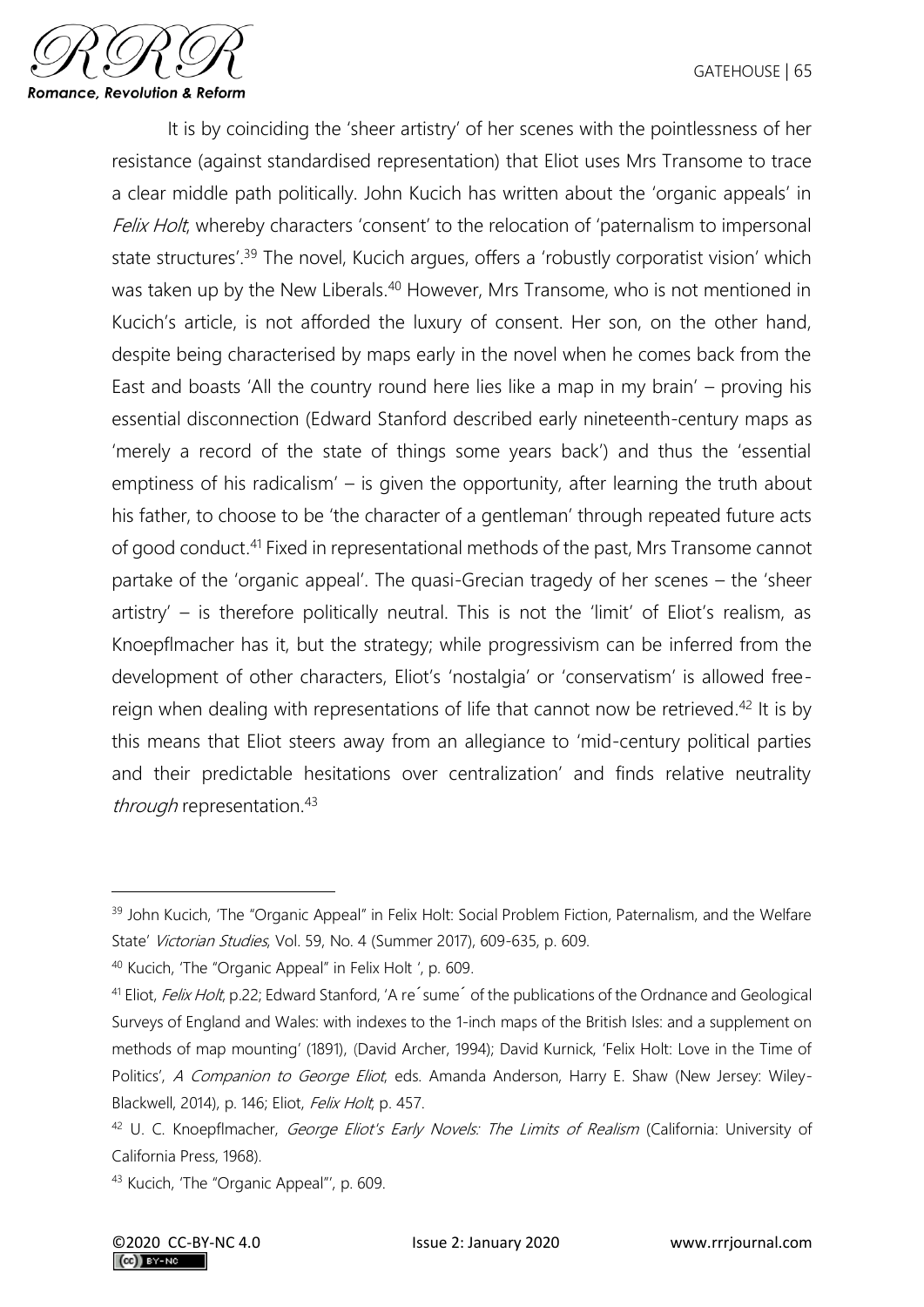It is by coinciding the 'sheer artistry' of her scenes with the pointlessness of her resistance (against standardised representation) that Eliot uses Mrs Transome to trace a clear middle path politically. John Kucich has written about the 'organic appeals' in *Felix Holt*, whereby characters 'consent' to the relocation of 'paternalism to impersonal state structures'.[39] The novel, Kucich argues, offers a 'robustly corporatist vision' which was taken up by the New Liberals.[40] However, Mrs Transome, who is not mentioned in Kucich's article, is not afforded the luxury of consent. Her son, on the other hand, despite being characterised by maps early in the novel when he comes back from the East and boasts 'All the country round here lies like a map in my brain' – proving his essential disconnection (Edward Stanford described early nineteenth-century maps as 'merely a record of the state of things some years back') and thus the 'essential emptiness of his radicalism' – is given the opportunity, after learning the truth about his father, to choose to be 'the character of a gentleman' through repeated future acts of good conduct.[41] Fixed in representational methods of the past, Mrs Transome cannot partake of the 'organic appeal'. The quasi-Grecian tragedy of her scenes – the 'sheer artistry' – is therefore politically neutral. This is not the 'limit' of Eliot's realism, as Knoepflmacher has it, but the strategy; while progressivism can be inferred from the development of other characters, Eliot's 'nostalgia' or 'conservatism' is allowed free-reign when dealing with representations of life that cannot now be retrieved.[42] It is by this means that Eliot steers away from an allegiance to 'mid-century political parties and their predictable hesitations over centralization' and finds relative neutrality *through* representation.[43]

---

[39] John Kucich, 'The "Organic Appeal" in Felix Holt: Social Problem Fiction, Paternalism, and the Welfare State' *Victorian Studies*, Vol. 59, No. 4 (Summer 2017), 609-635, p. 609.

[40] Kucich, 'The "Organic Appeal" in Felix Holt ', p. 609.

[41] Eliot, *Felix Holt*, p.22; Edward Stanford, 'A résumé of the publications of the Ordnance and Geological Surveys of England and Wales: with indexes to the 1-inch maps of the British Isles: and a supplement on methods of map mounting' (1891), (David Archer, 1994); David Kurnick, 'Felix Holt: Love in the Time of Politics', *A Companion to George Eliot*, eds. Amanda Anderson, Harry E. Shaw (New Jersey: Wiley-Blackwell, 2014), p. 146; Eliot, *Felix Holt*, p. 457.

[42] U. C. Knoepflmacher, *George Eliot's Early Novels: The Limits of Realism* (California: University of California Press, 1968).

[43] Kucich, 'The "Organic Appeal"', p. 609.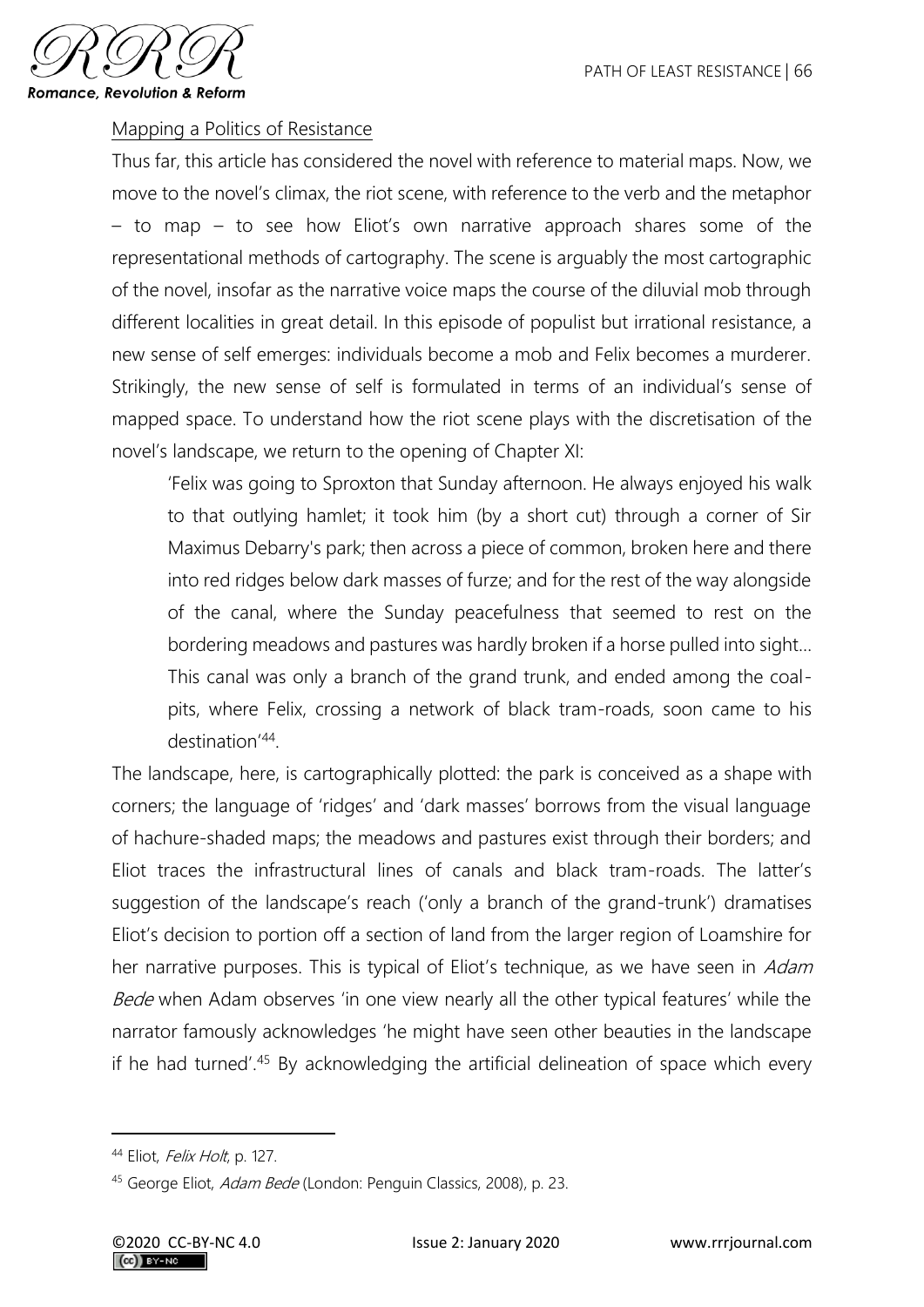## Mapping a Politics of Resistance

Thus far, this article has considered the novel with reference to material maps. Now, we move to the novel's climax, the riot scene, with reference to the verb and the metaphor – to map – to see how Eliot's own narrative approach shares some of the representational methods of cartography. The scene is arguably the most cartographic of the novel, insofar as the narrative voice maps the course of the diluvial mob through different localities in great detail. In this episode of populist but irrational resistance, a new sense of self emerges: individuals become a mob and Felix becomes a murderer. Strikingly, the new sense of self is formulated in terms of an individual's sense of mapped space. To understand how the riot scene plays with the discretisation of the novel's landscape, we return to the opening of Chapter XI:

> 'Felix was going to Sproxton that Sunday afternoon. He always enjoyed his walk to that outlying hamlet; it took him (by a short cut) through a corner of Sir Maximus Debarry's park; then across a piece of common, broken here and there into red ridges below dark masses of furze; and for the rest of the way alongside of the canal, where the Sunday peacefulness that seemed to rest on the bordering meadows and pastures was hardly broken if a horse pulled into sight… This canal was only a branch of the grand trunk, and ended among the coal-pits, where Felix, crossing a network of black tram-roads, soon came to his destination'[44].

The landscape, here, is cartographically plotted: the park is conceived as a shape with corners; the language of 'ridges' and 'dark masses' borrows from the visual language of hachure-shaded maps; the meadows and pastures exist through their borders; and Eliot traces the infrastructural lines of canals and black tram-roads. The latter's suggestion of the landscape's reach ('only a branch of the grand-trunk') dramatises Eliot's decision to portion off a section of land from the larger region of Loamshire for her narrative purposes. This is typical of Eliot's technique, as we have seen in *Adam Bede* when Adam observes 'in one view nearly all the other typical features' while the narrator famously acknowledges 'he might have seen other beauties in the landscape if he had turned'.[45] By acknowledging the artificial delineation of space which every

---

[44] Eliot, *Felix Holt*, p. 127.

[45] George Eliot, *Adam Bede* (London: Penguin Classics, 2008), p. 23.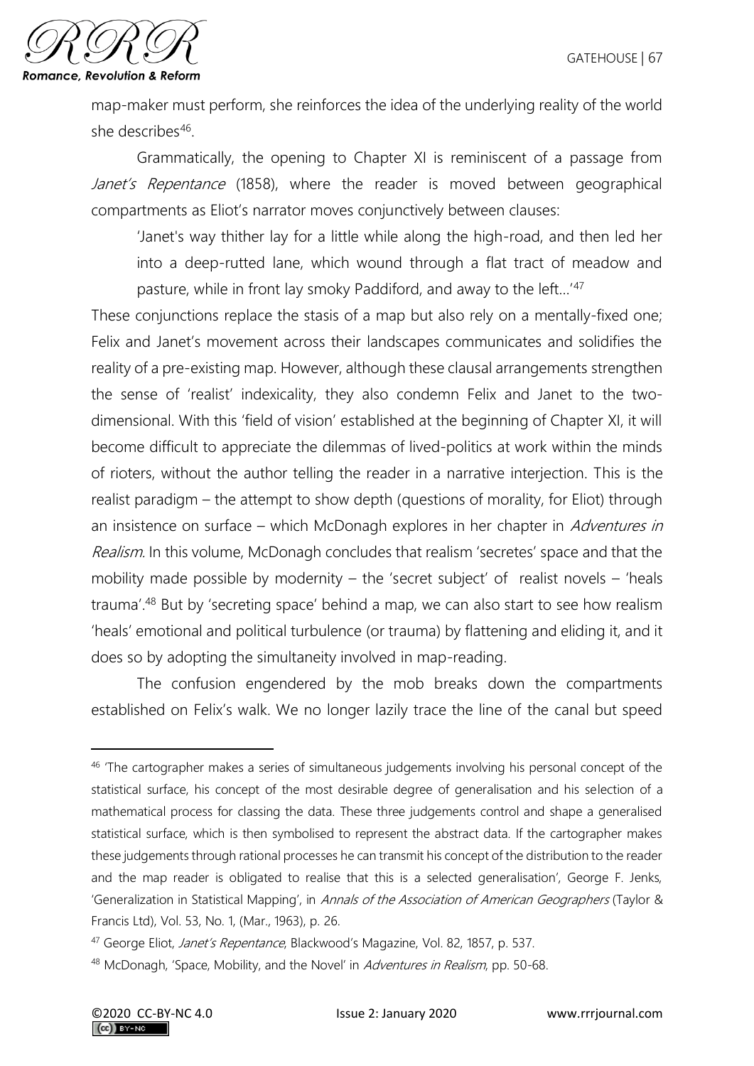map-maker must perform, she reinforces the idea of the underlying reality of the world she describes[46].

Grammatically, the opening to Chapter XI is reminiscent of a passage from *Janet's Repentance* (1858), where the reader is moved between geographical compartments as Eliot's narrator moves conjunctively between clauses:

> 'Janet's way thither lay for a little while along the high-road, and then led her into a deep-rutted lane, which wound through a flat tract of meadow and pasture, while in front lay smoky Paddiford, and away to the left…'[47]

These conjunctions replace the stasis of a map but also rely on a mentally-fixed one; Felix and Janet's movement across their landscapes communicates and solidifies the reality of a pre-existing map. However, although these clausal arrangements strengthen the sense of 'realist' indexicality, they also condemn Felix and Janet to the two-dimensional. With this 'field of vision' established at the beginning of Chapter XI, it will become difficult to appreciate the dilemmas of lived-politics at work within the minds of rioters, without the author telling the reader in a narrative interjection. This is the realist paradigm – the attempt to show depth (questions of morality, for Eliot) through an insistence on surface – which McDonagh explores in her chapter in *Adventures in Realism*. In this volume, McDonagh concludes that realism 'secretes' space and that the mobility made possible by modernity – the 'secret subject' of realist novels – 'heals trauma'.[48] But by 'secreting space' behind a map, we can also start to see how realism 'heals' emotional and political turbulence (or trauma) by flattening and eliding it, and it does so by adopting the simultaneity involved in map-reading.

The confusion engendered by the mob breaks down the compartments established on Felix's walk. We no longer lazily trace the line of the canal but speed

---

[46] 'The cartographer makes a series of simultaneous judgements involving his personal concept of the statistical surface, his concept of the most desirable degree of generalisation and his selection of a mathematical process for classing the data. These three judgements control and shape a generalised statistical surface, which is then symbolised to represent the abstract data. If the cartographer makes these judgements through rational processes he can transmit his concept of the distribution to the reader and the map reader is obligated to realise that this is a selected generalisation', George F. Jenks, 'Generalization in Statistical Mapping', in *Annals of the Association of American Geographers* (Taylor & Francis Ltd), Vol. 53, No. 1, (Mar., 1963), p. 26.

[47] George Eliot, *Janet's Repentance*, Blackwood's Magazine, Vol. 82, 1857, p. 537.

[48] McDonagh, 'Space, Mobility, and the Novel' in *Adventures in Realism*, pp. 50-68.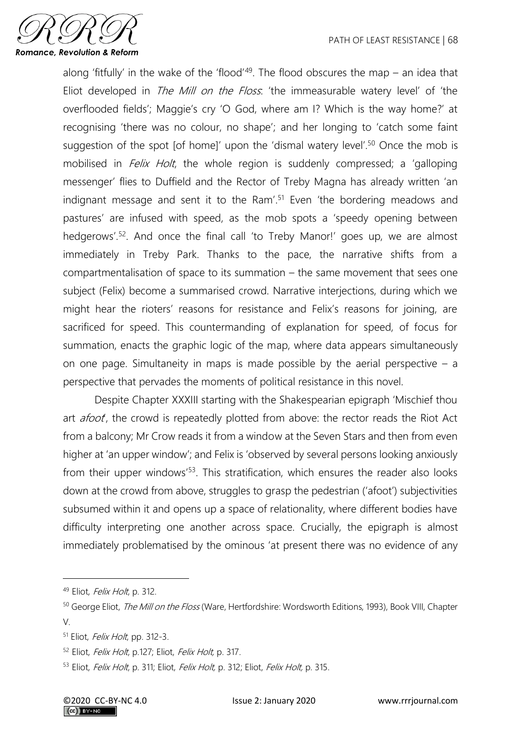along 'fitfully' in the wake of the 'flood'[49]. The flood obscures the map – an idea that Eliot developed in *The Mill on the Floss*: 'the immeasurable watery level' of 'the overflooded fields'; Maggie's cry 'O God, where am I? Which is the way home?' at recognising 'there was no colour, no shape'; and her longing to 'catch some faint suggestion of the spot [of home]' upon the 'dismal watery level'.[50] Once the mob is mobilised in *Felix Holt*, the whole region is suddenly compressed; a 'galloping messenger' flies to Duffield and the Rector of Treby Magna has already written 'an indignant message and sent it to the Ram'.[51] Even 'the bordering meadows and pastures' are infused with speed, as the mob spots a 'speedy opening between hedgerows'.[52]. And once the final call 'to Treby Manor!' goes up, we are almost immediately in Treby Park. Thanks to the pace, the narrative shifts from a compartmentalisation of space to its summation – the same movement that sees one subject (Felix) become a summarised crowd. Narrative interjections, during which we might hear the rioters' reasons for resistance and Felix's reasons for joining, are sacrificed for speed. This countermanding of explanation for speed, of focus for summation, enacts the graphic logic of the map, where data appears simultaneously on one page. Simultaneity in maps is made possible by the aerial perspective – a perspective that pervades the moments of political resistance in this novel.

Despite Chapter XXXIII starting with the Shakespearian epigraph 'Mischief thou art *afoot*', the crowd is repeatedly plotted from above: the rector reads the Riot Act from a balcony; Mr Crow reads it from a window at the Seven Stars and then from even higher at 'an upper window'; and Felix is 'observed by several persons looking anxiously from their upper windows'[53]. This stratification, which ensures the reader also looks down at the crowd from above, struggles to grasp the pedestrian ('afoot') subjectivities subsumed within it and opens up a space of relationality, where different bodies have difficulty interpreting one another across space. Crucially, the epigraph is almost immediately problematised by the ominous 'at present there was no evidence of any

---

[49] Eliot, *Felix Holt*, p. 312.

[50] George Eliot, *The Mill on the Floss* (Ware, Hertfordshire: Wordsworth Editions, 1993), Book VIII, Chapter V.

[51] Eliot, *Felix Holt*, pp. 312-3.

[52] Eliot, *Felix Holt*, p.127; Eliot, *Felix Holt*, p. 317.

[53] Eliot, *Felix Holt*, p. 311; Eliot, *Felix Holt*, p. 312; Eliot, *Felix Holt*, p. 315.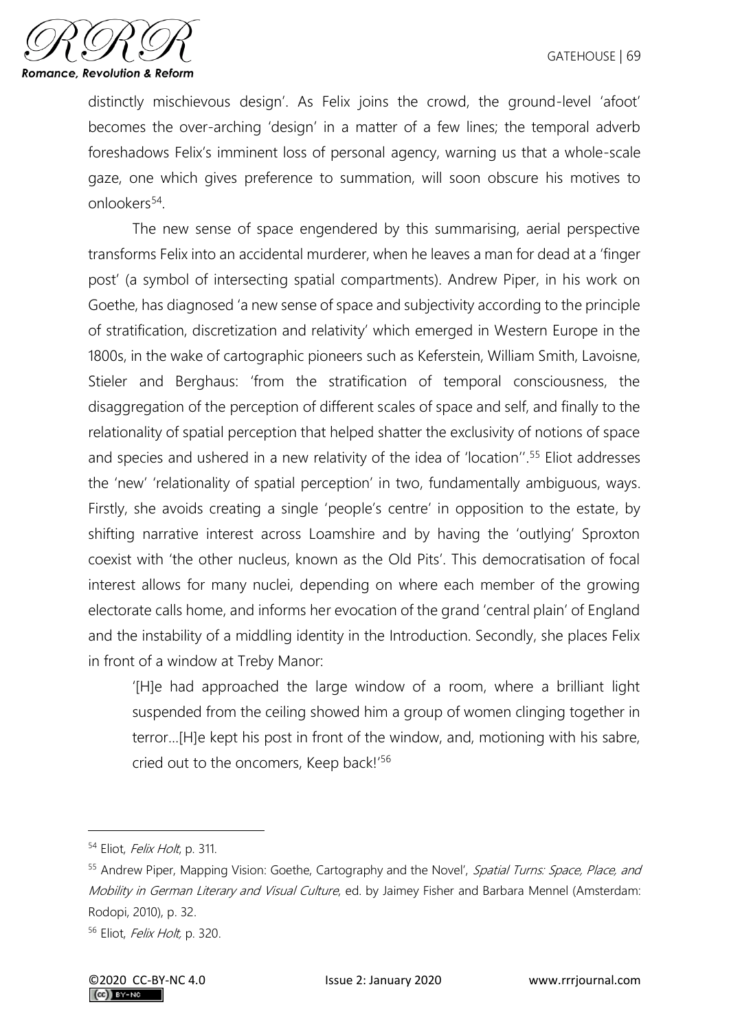distinctly mischievous design'. As Felix joins the crowd, the ground-level 'afoot' becomes the over-arching 'design' in a matter of a few lines; the temporal adverb foreshadows Felix's imminent loss of personal agency, warning us that a whole-scale gaze, one which gives preference to summation, will soon obscure his motives to onlookers[54].

The new sense of space engendered by this summarising, aerial perspective transforms Felix into an accidental murderer, when he leaves a man for dead at a 'finger post' (a symbol of intersecting spatial compartments). Andrew Piper, in his work on Goethe, has diagnosed 'a new sense of space and subjectivity according to the principle of stratification, discretization and relativity' which emerged in Western Europe in the 1800s, in the wake of cartographic pioneers such as Keferstein, William Smith, Lavoisne, Stieler and Berghaus: 'from the stratification of temporal consciousness, the disaggregation of the perception of different scales of space and self, and finally to the relationality of spatial perception that helped shatter the exclusivity of notions of space and species and ushered in a new relativity of the idea of 'location''.[55] Eliot addresses the 'new' 'relationality of spatial perception' in two, fundamentally ambiguous, ways. Firstly, she avoids creating a single 'people's centre' in opposition to the estate, by shifting narrative interest across Loamshire and by having the 'outlying' Sproxton coexist with 'the other nucleus, known as the Old Pits'. This democratisation of focal interest allows for many nuclei, depending on where each member of the growing electorate calls home, and informs her evocation of the grand 'central plain' of England and the instability of a middling identity in the Introduction. Secondly, she places Felix in front of a window at Treby Manor:

> '[H]e had approached the large window of a room, where a brilliant light suspended from the ceiling showed him a group of women clinging together in terror…[H]e kept his post in front of the window, and, motioning with his sabre, cried out to the oncomers, Keep back!'[56]

---

[54] Eliot, *Felix Holt*, p. 311.

[55] Andrew Piper, Mapping Vision: Goethe, Cartography and the Novel', *Spatial Turns: Space, Place, and Mobility in German Literary and Visual Culture*, ed. by Jaimey Fisher and Barbara Mennel (Amsterdam: Rodopi, 2010), p. 32.

[56] Eliot, *Felix Holt*, p. 320.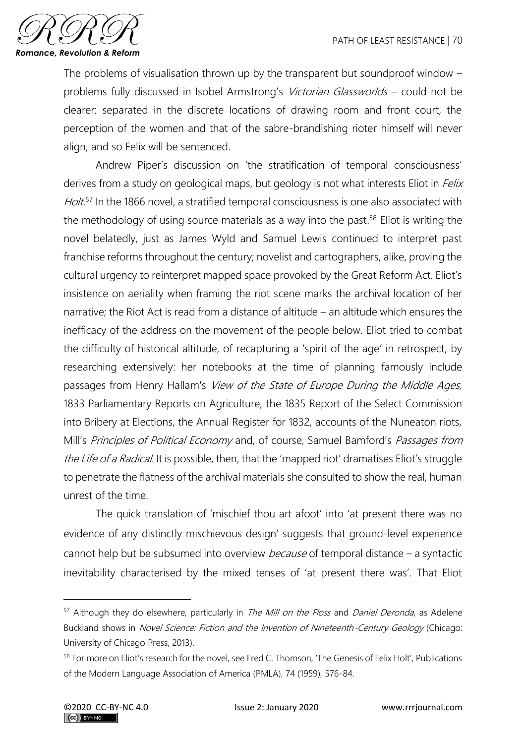The problems of visualisation thrown up by the transparent but soundproof window – problems fully discussed in Isobel Armstrong's *Victorian Glassworlds* – could not be clearer: separated in the discrete locations of drawing room and front court, the perception of the women and that of the sabre-brandishing rioter himself will never align, and so Felix will be sentenced.

Andrew Piper's discussion on 'the stratification of temporal consciousness' derives from a study on geological maps, but geology is not what interests Eliot in *Felix Holt*.[57] In the 1866 novel, a stratified temporal consciousness is one also associated with the methodology of using source materials as a way into the past.[58] Eliot is writing the novel belatedly, just as James Wyld and Samuel Lewis continued to interpret past franchise reforms throughout the century; novelist and cartographers, alike, proving the cultural urgency to reinterpret mapped space provoked by the Great Reform Act. Eliot's insistence on aeriality when framing the riot scene marks the archival location of her narrative; the Riot Act is read from a distance of altitude – an altitude which ensures the inefficacy of the address on the movement of the people below. Eliot tried to combat the difficulty of historical altitude, of recapturing a 'spirit of the age' in retrospect, by researching extensively: her notebooks at the time of planning famously include passages from Henry Hallam's *View of the State of Europe During the Middle Ages,* 1833 Parliamentary Reports on Agriculture, the 1835 Report of the Select Commission into Bribery at Elections, the Annual Register for 1832, accounts of the Nuneaton riots, Mill's *Principles of Political Economy* and, of course, Samuel Bamford's *Passages from the Life of a Radical*. It is possible, then, that the 'mapped riot' dramatises Eliot's struggle to penetrate the flatness of the archival materials she consulted to show the real, human unrest of the time.

The quick translation of 'mischief thou art afoot' into 'at present there was no evidence of any distinctly mischievous design' suggests that ground-level experience cannot help but be subsumed into overview *because* of temporal distance – a syntactic inevitability characterised by the mixed tenses of 'at present there was'. That Eliot

---

[57] Although they do elsewhere, particularly in *The Mill on the Floss* and *Daniel Deronda*, as Adelene Buckland shows in *Novel Science: Fiction and the Invention of Nineteenth-Century Geology* (Chicago: University of Chicago Press, 2013).

[58] For more on Eliot's research for the novel, see Fred C. Thomson, 'The Genesis of Felix Holt', Publications of the Modern Language Association of America (PMLA), 74 (1959), 576-84.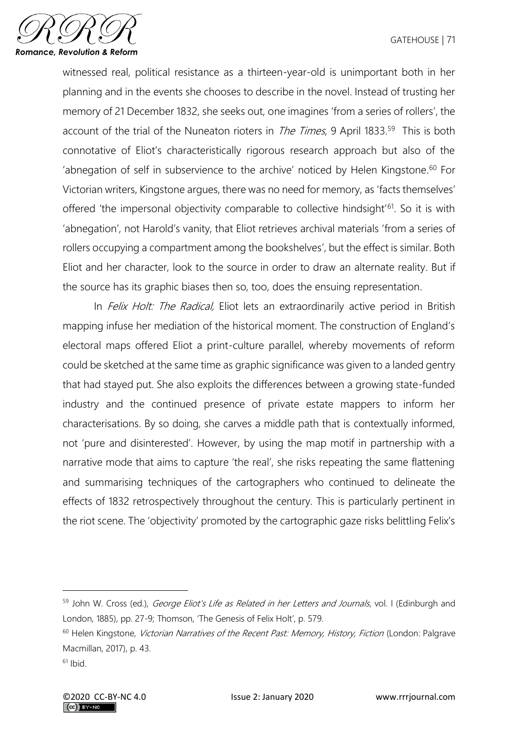witnessed real, political resistance as a thirteen-year-old is unimportant both in her planning and in the events she chooses to describe in the novel. Instead of trusting her memory of 21 December 1832, she seeks out, one imagines 'from a series of rollers', the account of the trial of the Nuneaton rioters in *The Times*, 9 April 1833.[59] This is both connotative of Eliot's characteristically rigorous research approach but also of the 'abnegation of self in subservience to the archive' noticed by Helen Kingstone.[60] For Victorian writers, Kingstone argues, there was no need for memory, as 'facts themselves' offered 'the impersonal objectivity comparable to collective hindsight'[61]. So it is with 'abnegation', not Harold's vanity, that Eliot retrieves archival materials 'from a series of rollers occupying a compartment among the bookshelves', but the effect is similar. Both Eliot and her character, look to the source in order to draw an alternate reality. But if the source has its graphic biases then so, too, does the ensuing representation.

In *Felix Holt: The Radical,* Eliot lets an extraordinarily active period in British mapping infuse her mediation of the historical moment. The construction of England's electoral maps offered Eliot a print-culture parallel, whereby movements of reform could be sketched at the same time as graphic significance was given to a landed gentry that had stayed put. She also exploits the differences between a growing state-funded industry and the continued presence of private estate mappers to inform her characterisations. By so doing, she carves a middle path that is contextually informed, not 'pure and disinterested'. However, by using the map motif in partnership with a narrative mode that aims to capture 'the real', she risks repeating the same flattening and summarising techniques of the cartographers who continued to delineate the effects of 1832 retrospectively throughout the century. This is particularly pertinent in the riot scene. The 'objectivity' promoted by the cartographic gaze risks belittling Felix's

---

[59] John W. Cross (ed.), *George Eliot's Life as Related in her Letters and Journals*, vol. I (Edinburgh and London, 1885), pp. 27-9; Thomson, 'The Genesis of Felix Holt', p. 579.

[60] Helen Kingstone, *Victorian Narratives of the Recent Past: Memory, History, Fiction* (London: Palgrave Macmillan, 2017), p. 43.

[61] Ibid.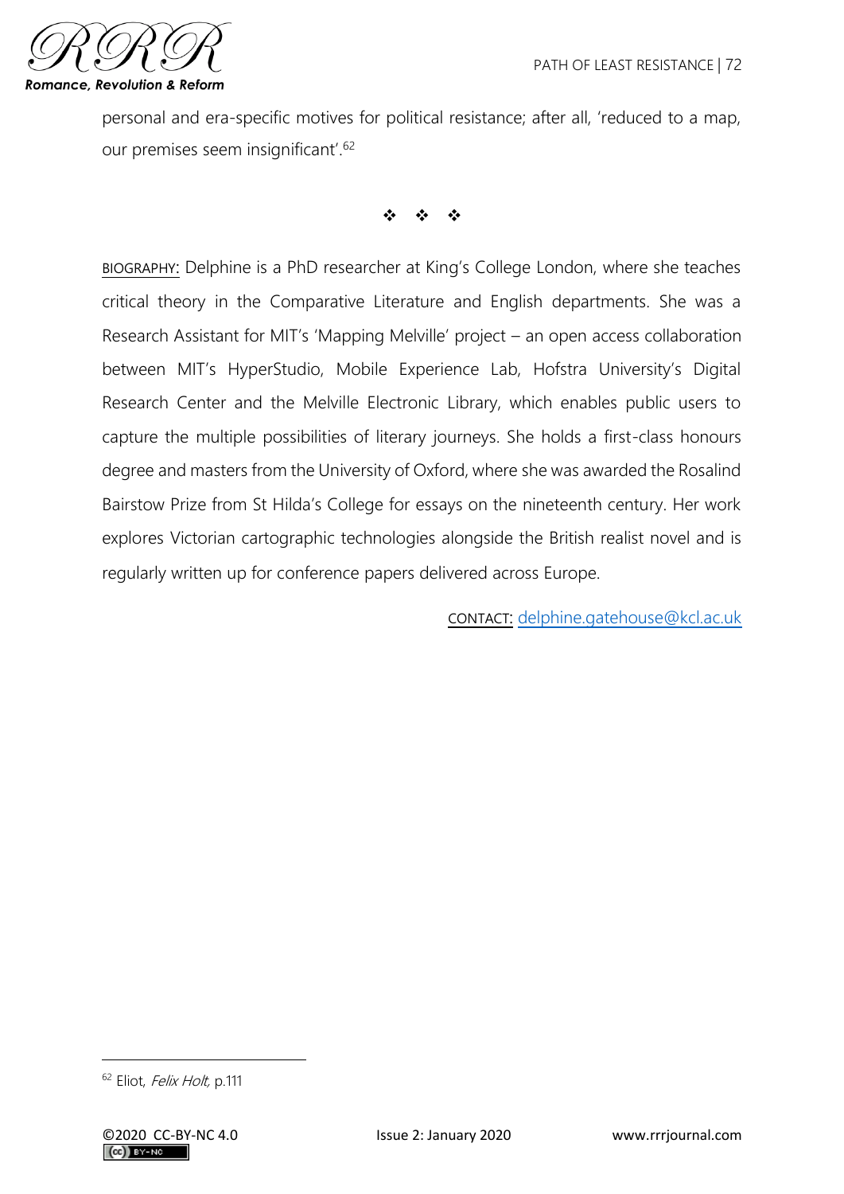personal and era-specific motives for political resistance; after all, 'reduced to a map, our premises seem insignificant'.[62]

❖ ❖ ❖

BIOGRAPHY: Delphine is a PhD researcher at King's College London, where she teaches critical theory in the Comparative Literature and English departments. She was a Research Assistant for MIT's 'Mapping Melville' project – an open access collaboration between MIT's HyperStudio, Mobile Experience Lab, Hofstra University's Digital Research Center and the Melville Electronic Library, which enables public users to capture the multiple possibilities of literary journeys. She holds a first-class honours degree and masters from the University of Oxford, where she was awarded the Rosalind Bairstow Prize from St Hilda's College for essays on the nineteenth century. Her work explores Victorian cartographic technologies alongside the British realist novel and is regularly written up for conference papers delivered across Europe.

CONTACT: delphine.gatehouse@kcl.ac.uk

---

[62] Eliot, *Felix Holt,* p.111